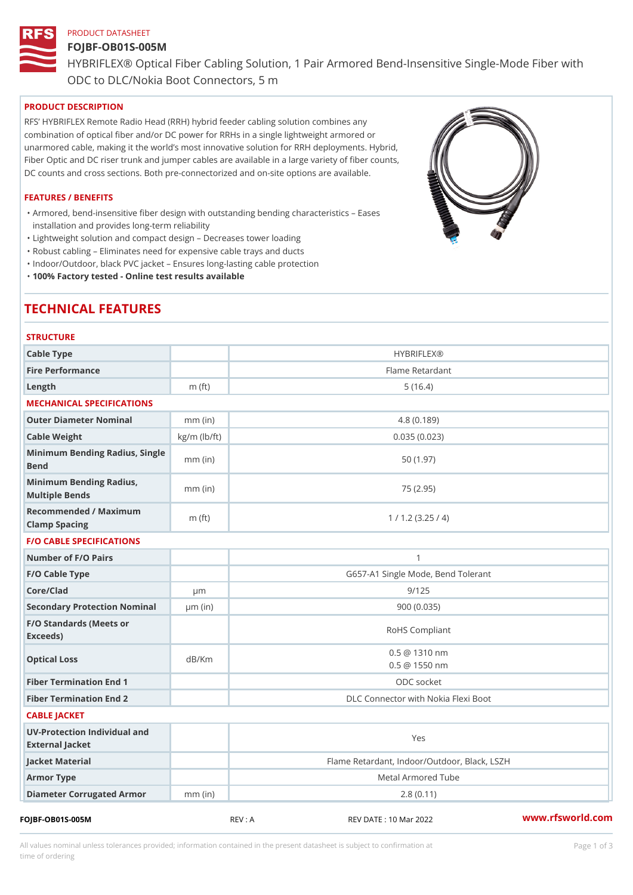PRODUCT DATASHEET

# FOJBF-OB01S-005M

HYBRIFLEX® Optical Fiber Cabling Solution, 1 Pair Armored Bend-Insensitive Single-Mode Fiber with ODC to DLC/Nokia Boot Connectors, 5 m

## PRODUCT DESCRIPTION

RFS' HYBRIFLEX Remote Radio Head (RRH) hybrid feeder cabling solution combines any combination of optical fiber and/or DC power for RRHs in a single lightweight armored or unarmored cable, making it the world's most innovative solution for RRH deployments. Hybrid, Fiber Optic and DC riser trunk and jumper cables are available in a large variety of fiber counts, DC counts and cross sections. Both pre-connectorized and on-site options are available.

## FEATURES / BENEFITS

- Armored, bend-insensitive fiber design with outstanding bending characteristics – Eases installation and provides long-term reliability
- Lightweight solution and compact design – Decreases tower loading
- Robust cabling – Eliminates need for expensive cable trays and ducts
- Indoor/Outdoor, black PVC jacket – Ensures long-lasting cable protection
- **100% Factory tested - Online test results available**

# TECHNICAL FEATURES

## STRUCTURE

| | | |
|---|---|---|
| Cable Type | | HYBRIFLEX® |
| Fire Performance | | Flame Retardant |
| Length | m (ft) | 5 (16.4) |

## MECHANICAL SPECIFICATIONS

| | | |
|---|---|---|
| Outer Diameter Nominal | mm (in) | 4.8 (0.189) |
| Cable Weight | kg/m (lb/ft) | 0.035 (0.023) |
| Minimum Bending Radius, Single Bend | mm (in) | 50 (1.97) |
| Minimum Bending Radius, Multiple Bends | mm (in) | 75 (2.95) |
| Recommended / Maximum Clamp Spacing | m (ft) | 1 / 1.2 (3.25 / 4) |

## F/O CABLE SPECIFICATIONS

| | | |
|---|---|---|
| Number of F/O Pairs | | 1 |
| F/O Cable Type | | G657-A1 Single Mode, Bend Tolerant |
| Core/Clad | μm | 9/125 |
| Secondary Protection Nominal | μm (in) | 900 (0.035) |
| F/O Standards (Meets or Exceeds) | | RoHS Compliant |
| Optical Loss | dB/Km | 0.5 @ 1310 nm<br>0.5 @ 1550 nm |
| Fiber Termination End 1 | | ODC socket |
| Fiber Termination End 2 | | DLC Connector with Nokia Flexi Boot |

## CABLE JACKET

| | | |
|---|---|---|
| UV-Protection Individual and External Jacket | | Yes |
| Jacket Material | | Flame Retardant, Indoor/Outdoor, Black, LSZH |
| Armor Type | | Metal Armored Tube |
| Diameter Corrugated Armor | mm (in) | 2.8 (0.11) |

FOJBF-OB01S-005M REV : A REV DATE : 10 Mar 2022 www.rfsworld.com

All values nominal unless tolerances provided; information contained in the present datasheet is subject to confirmation at time of ordering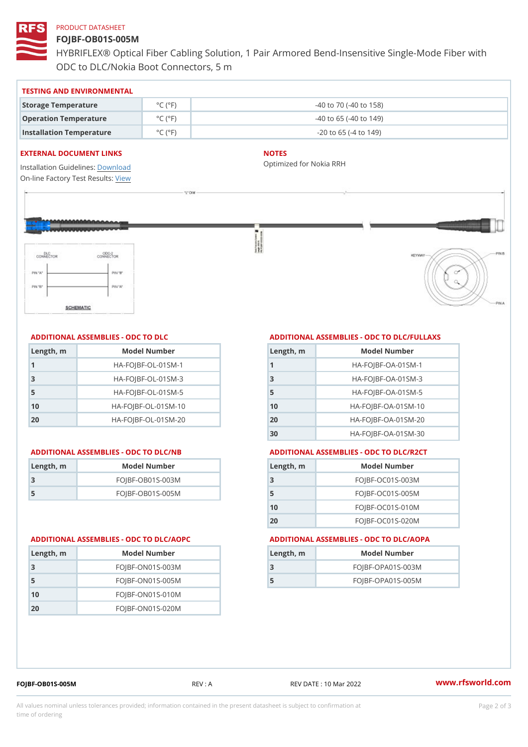PRODUCT DATASHEET

# FOJBF-OB01S-005M

HYBRIFLEX® Optical Fiber Cabling Solution, 1 Pair Armored Bend-Insensitive Single-Mode Fiber with ODC to DLC/Nokia Boot Connectors, 5 m

## TESTING AND ENVIRONMENTAL

| | | |
|---|---|---|
| Storage Temperature | °C (°F) | -40 to 70 (-40 to 158) |
| Operation Temperature | °C (°F) | -40 to 65 (-40 to 149) |
| Installation Temperature | °C (°F) | -20 to 65 (-4 to 149) |

## EXTERNAL DOCUMENT LINKS

Installation Guidelines: Download
On-line Factory Test Results: View

## NOTES

Optimized for Nokia RRH

"L" DIM

DLC CONNECTOR
ODC-2 CONNECTOR
PIN "A"
PIN "B"
PIN "B"
PIN "A"
SCHEMATIC
KEYWAY
PIN B
PIN A

## ADDITIONAL ASSEMBLIES - ODC TO DLC

| Length, m | Model Number |
|---|---|
| 1 | HA-FOJBF-OL-01SM-1 |
| 3 | HA-FOJBF-OL-01SM-3 |
| 5 | HA-FOJBF-OL-01SM-5 |
| 10 | HA-FOJBF-OL-01SM-10 |
| 20 | HA-FOJBF-OL-01SM-20 |

## ADDITIONAL ASSEMBLIES - ODC TO DLC/FULLAXS

| Length, m | Model Number |
|---|---|
| 1 | HA-FOJBF-OA-01SM-1 |
| 3 | HA-FOJBF-OA-01SM-3 |
| 5 | HA-FOJBF-OA-01SM-5 |
| 10 | HA-FOJBF-OA-01SM-10 |
| 20 | HA-FOJBF-OA-01SM-20 |
| 30 | HA-FOJBF-OA-01SM-30 |

## ADDITIONAL ASSEMBLIES - ODC TO DLC/NB

| Length, m | Model Number |
|---|---|
| 3 | FOJBF-OB01S-003M |
| 5 | FOJBF-OB01S-005M |

## ADDITIONAL ASSEMBLIES - ODC TO DLC/R2CT

| Length, m | Model Number |
|---|---|
| 3 | FOJBF-OC01S-003M |
| 5 | FOJBF-OC01S-005M |
| 10 | FOJBF-OC01S-010M |
| 20 | FOJBF-OC01S-020M |

## ADDITIONAL ASSEMBLIES - ODC TO DLC/AOPC

| Length, m | Model Number |
|---|---|
| 3 | FOJBF-ON01S-003M |
| 5 | FOJBF-ON01S-005M |
| 10 | FOJBF-ON01S-010M |
| 20 | FOJBF-ON01S-020M |

## ADDITIONAL ASSEMBLIES - ODC TO DLC/AOPA

| Length, m | Model Number |
|---|---|
| 3 | FOJBF-OPA01S-003M |
| 5 | FOJBF-OPA01S-005M |

FOJBF-OB01S-005M REV : A REV DATE : 10 Mar 2022 www.rfsworld.com

All values nominal unless tolerances provided; information contained in the present datasheet is subject to confirmation at time of ordering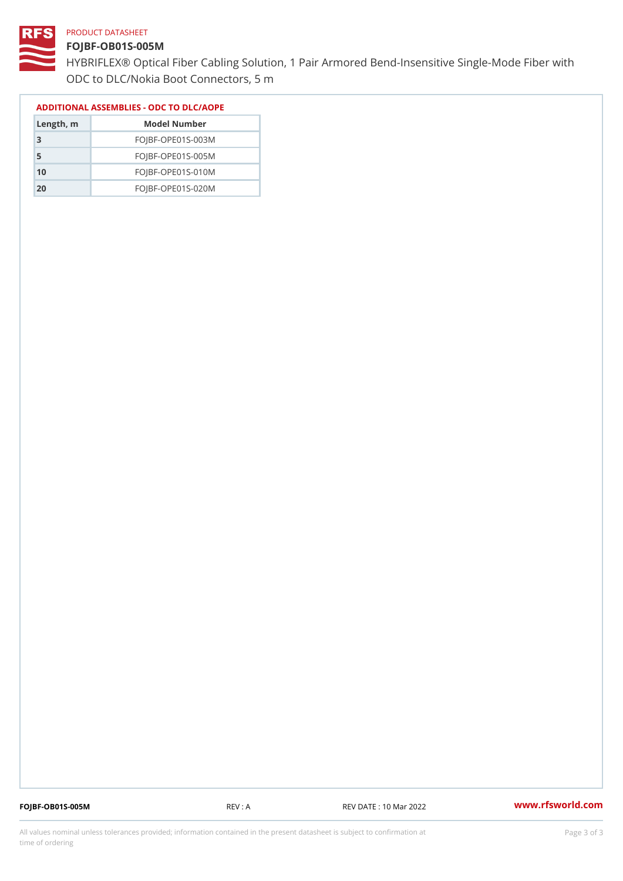PRODUCT DATASHEET

# FOJBF-OB01S-005M

HYBRIFLEX® Optical Fiber Cabling Solution, 1 Pair Armored Bend-Insensitive Single-Mode Fiber with ODC to DLC/Nokia Boot Connectors, 5 m

## ADDITIONAL ASSEMBLIES - ODC TO DLC/AOPE

| Length, m | Model Number |
|---|---|
| 3 | FOJBF-OPE01S-003M |
| 5 | FOJBF-OPE01S-005M |
| 10 | FOJBF-OPE01S-010M |
| 20 | FOJBF-OPE01S-020M |

FOJBF-OB01S-005M REV : A REV DATE : 10 Mar 2022 www.rfsworld.com

All values nominal unless tolerances provided; information contained in the present datasheet is subject to confirmation at time of ordering